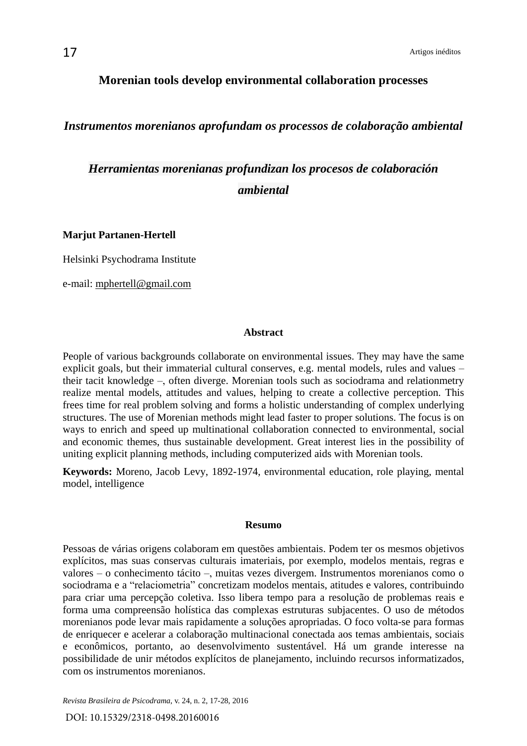# Morenian tools develop environmental collaboration processes

## *Instrumentos morenianos aprofundam os processos de colaboração ambiental*

## *Herramientas morenianas profundizan los procesos de colaboración ambiental*

**Marjut Partanen-Hertell**

Helsinki Psychodrama Institute

e-mail: mphertell@gmail.com

### Abstract

People of various backgrounds collaborate on environmental issues. They may have the same explicit goals, but their immaterial cultural conserves, e.g. mental models, rules and values – their tacit knowledge –, often diverge. Morenian tools such as sociodrama and relationmetry realize mental models, attitudes and values, helping to create a collective perception. This frees time for real problem solving and forms a holistic understanding of complex underlying structures. The use of Morenian methods might lead faster to proper solutions. The focus is on ways to enrich and speed up multinational collaboration connected to environmental, social and economic themes, thus sustainable development. Great interest lies in the possibility of uniting explicit planning methods, including computerized aids with Morenian tools.

**Keywords:** Moreno, Jacob Levy, 1892-1974, environmental education, role playing, mental model, intelligence

### Resumo

Pessoas de várias origens colaboram em questões ambientais. Podem ter os mesmos objetivos explícitos, mas suas conservas culturais imateriais, por exemplo, modelos mentais, regras e valores – o conhecimento tácito –, muitas vezes divergem. Instrumentos morenianos como o sociodrama e a "relaciometria" concretizam modelos mentais, atitudes e valores, contribuindo para criar uma percepção coletiva. Isso libera tempo para a resolução de problemas reais e forma uma compreensão holística das complexas estruturas subjacentes. O uso de métodos morenianos pode levar mais rapidamente a soluções apropriadas. O foco volta-se para formas de enriquecer e acelerar a colaboração multinacional conectada aos temas ambientais, sociais e econômicos, portanto, ao desenvolvimento sustentável. Há um grande interesse na possibilidade de unir métodos explícitos de planejamento, incluindo recursos informatizados, com os instrumentos morenianos.

DOI: 10.15329/2318-0498.20160016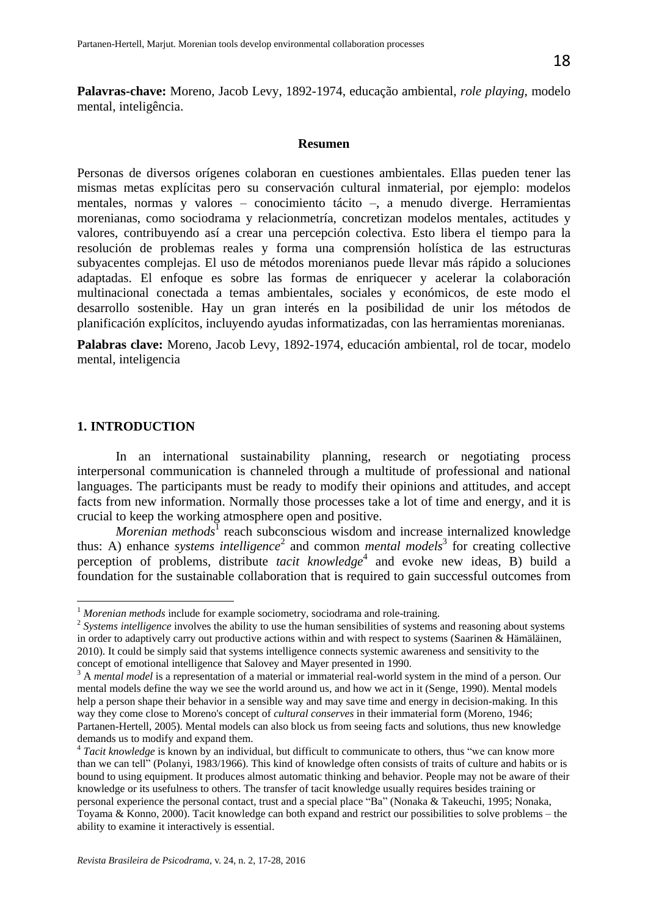**Palavras-chave:** Moreno, Jacob Levy, 1892-1974, educação ambiental, *role playing*, modelo mental, inteligência.

**Resumen**

Personas de diversos orígenes colaboran en cuestiones ambientales. Ellas pueden tener las mismas metas explícitas pero su conservación cultural inmaterial, por ejemplo: modelos mentales, normas y valores – conocimiento tácito –, a menudo diverge. Herramientas morenianas, como sociodrama y relacionmetría, concretizan modelos mentales, actitudes y valores, contribuyendo así a crear una percepción colectiva. Esto libera el tiempo para la resolución de problemas reales y forma una comprensión holística de las estructuras subyacentes complejas. El uso de métodos morenianos puede llevar más rápido a soluciones adaptadas. El enfoque es sobre las formas de enriquecer y acelerar la colaboración multinacional conectada a temas ambientales, sociales y económicos, de este modo el desarrollo sostenible. Hay un gran interés en la posibilidad de unir los métodos de planificación explícitos, incluyendo ayudas informatizadas, con las herramientas morenianas.

**Palabras clave:** Moreno, Jacob Levy, 1892-1974, educación ambiental, rol de tocar, modelo mental, inteligencia

## 1. INTRODUCTION

In an international sustainability planning, research or negotiating process interpersonal communication is channeled through a multitude of professional and national languages. The participants must be ready to modify their opinions and attitudes, and accept facts from new information. Normally those processes take a lot of time and energy, and it is crucial to keep the working atmosphere open and positive.

*Morenian methods*[1] reach subconscious wisdom and increase internalized knowledge thus: A) enhance *systems intelligence*[2] and common *mental models*[3] for creating collective perception of problems, distribute *tacit knowledge*[4] and evoke new ideas, B) build a foundation for the sustainable collaboration that is required to gain successful outcomes from

---

[1] *Morenian methods* include for example sociometry, sociodrama and role-training.

[2] *Systems intelligence* involves the ability to use the human sensibilities of systems and reasoning about systems in order to adaptively carry out productive actions within and with respect to systems (Saarinen & Hämäläinen, 2010). It could be simply said that systems intelligence connects systemic awareness and sensitivity to the concept of emotional intelligence that Salovey and Mayer presented in 1990.

[3] A *mental model* is a representation of a material or immaterial real-world system in the mind of a person. Our mental models define the way we see the world around us, and how we act in it (Senge, 1990). Mental models help a person shape their behavior in a sensible way and may save time and energy in decision-making. In this way they come close to Moreno's concept of *cultural conserves* in their immaterial form (Moreno, 1946; Partanen-Hertell, 2005). Mental models can also block us from seeing facts and solutions, thus new knowledge demands us to modify and expand them.

[4] *Tacit knowledge* is known by an individual, but difficult to communicate to others, thus "we can know more than we can tell" (Polanyi, 1983/1966). This kind of knowledge often consists of traits of culture and habits or is bound to using equipment. It produces almost automatic thinking and behavior. People may not be aware of their knowledge or its usefulness to others. The transfer of tacit knowledge usually requires besides training or personal experience the personal contact, trust and a special place "Ba" (Nonaka & Takeuchi, 1995; Nonaka, Toyama & Konno, 2000). Tacit knowledge can both expand and restrict our possibilities to solve problems – the ability to examine it interactively is essential.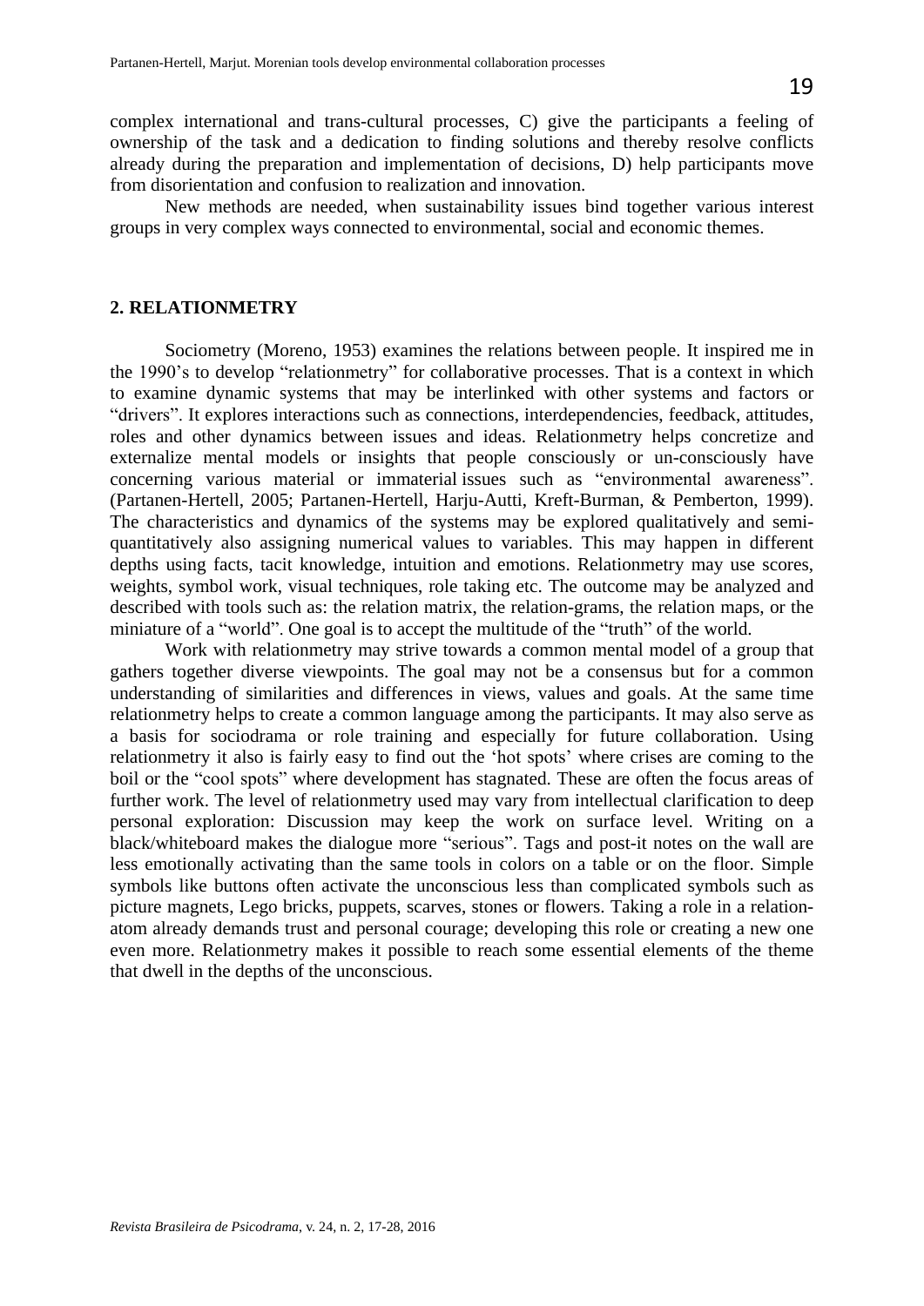complex international and trans-cultural processes, C) give the participants a feeling of ownership of the task and a dedication to finding solutions and thereby resolve conflicts already during the preparation and implementation of decisions, D) help participants move from disorientation and confusion to realization and innovation.

New methods are needed, when sustainability issues bind together various interest groups in very complex ways connected to environmental, social and economic themes.

## 2. RELATIONMETRY

Sociometry (Moreno, 1953) examines the relations between people. It inspired me in the 1990's to develop "relationmetry" for collaborative processes. That is a context in which to examine dynamic systems that may be interlinked with other systems and factors or "drivers". It explores interactions such as connections, interdependencies, feedback, attitudes, roles and other dynamics between issues and ideas. Relationmetry helps concretize and externalize mental models or insights that people consciously or un-consciously have concerning various material or immaterial issues such as "environmental awareness". (Partanen-Hertell, 2005; Partanen-Hertell, Harju-Autti, Kreft-Burman, & Pemberton, 1999). The characteristics and dynamics of the systems may be explored qualitatively and semi-quantitatively also assigning numerical values to variables. This may happen in different depths using facts, tacit knowledge, intuition and emotions. Relationmetry may use scores, weights, symbol work, visual techniques, role taking etc. The outcome may be analyzed and described with tools such as: the relation matrix, the relation-grams, the relation maps, or the miniature of a "world". One goal is to accept the multitude of the "truth" of the world.

Work with relationmetry may strive towards a common mental model of a group that gathers together diverse viewpoints. The goal may not be a consensus but for a common understanding of similarities and differences in views, values and goals. At the same time relationmetry helps to create a common language among the participants. It may also serve as a basis for sociodrama or role training and especially for future collaboration. Using relationmetry it also is fairly easy to find out the 'hot spots' where crises are coming to the boil or the "cool spots" where development has stagnated. These are often the focus areas of further work. The level of relationmetry used may vary from intellectual clarification to deep personal exploration: Discussion may keep the work on surface level. Writing on a black/whiteboard makes the dialogue more "serious". Tags and post-it notes on the wall are less emotionally activating than the same tools in colors on a table or on the floor. Simple symbols like buttons often activate the unconscious less than complicated symbols such as picture magnets, Lego bricks, puppets, scarves, stones or flowers. Taking a role in a relation-atom already demands trust and personal courage; developing this role or creating a new one even more. Relationmetry makes it possible to reach some essential elements of the theme that dwell in the depths of the unconscious.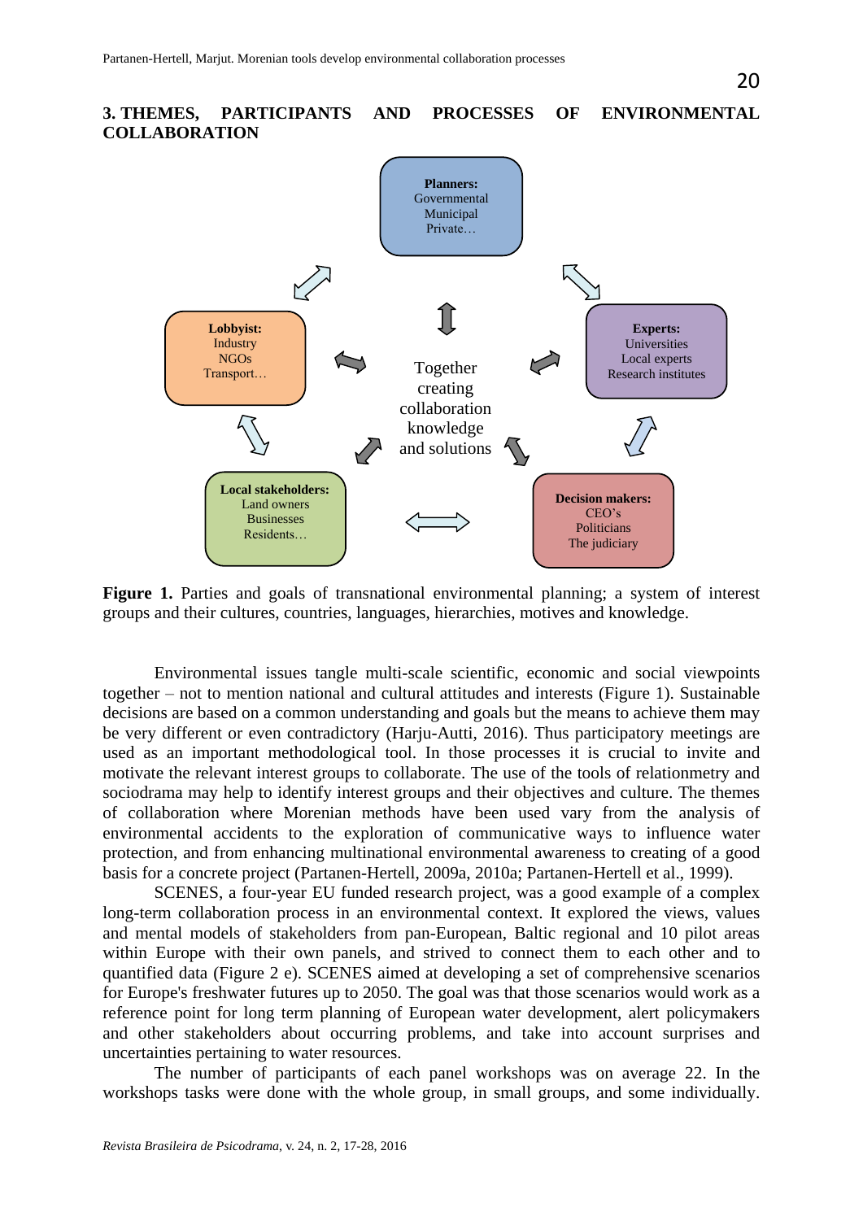## 3. THEMES, PARTICIPANTS AND PROCESSES OF ENVIRONMENTAL COLLABORATION

**Planners:**
Governmental
Municipal
Private…

**Lobbyist:**
Industry
NGOs
Transport…

Together creating collaboration knowledge and solutions

**Experts:**
Universities
Local experts
Research institutes

**Local stakeholders:**
Land owners
Businesses
Residents…

**Decision makers:**
CEO's
Politicians
The judiciary

**Figure 1.** Parties and goals of transnational environmental planning; a system of interest groups and their cultures, countries, languages, hierarchies, motives and knowledge.

Environmental issues tangle multi-scale scientific, economic and social viewpoints together – not to mention national and cultural attitudes and interests (Figure 1). Sustainable decisions are based on a common understanding and goals but the means to achieve them may be very different or even contradictory (Harju-Autti, 2016). Thus participatory meetings are used as an important methodological tool. In those processes it is crucial to invite and motivate the relevant interest groups to collaborate. The use of the tools of relationmetry and sociodrama may help to identify interest groups and their objectives and culture. The themes of collaboration where Morenian methods have been used vary from the analysis of environmental accidents to the exploration of communicative ways to influence water protection, and from enhancing multinational environmental awareness to creating of a good basis for a concrete project (Partanen-Hertell, 2009a, 2010a; Partanen-Hertell et al., 1999).

SCENES, a four-year EU funded research project, was a good example of a complex long-term collaboration process in an environmental context. It explored the views, values and mental models of stakeholders from pan-European, Baltic regional and 10 pilot areas within Europe with their own panels, and strived to connect them to each other and to quantified data (Figure 2 e). SCENES aimed at developing a set of comprehensive scenarios for Europe's freshwater futures up to 2050. The goal was that those scenarios would work as a reference point for long term planning of European water development, alert policymakers and other stakeholders about occurring problems, and take into account surprises and uncertainties pertaining to water resources.

The number of participants of each panel workshops was on average 22. In the workshops tasks were done with the whole group, in small groups, and some individually.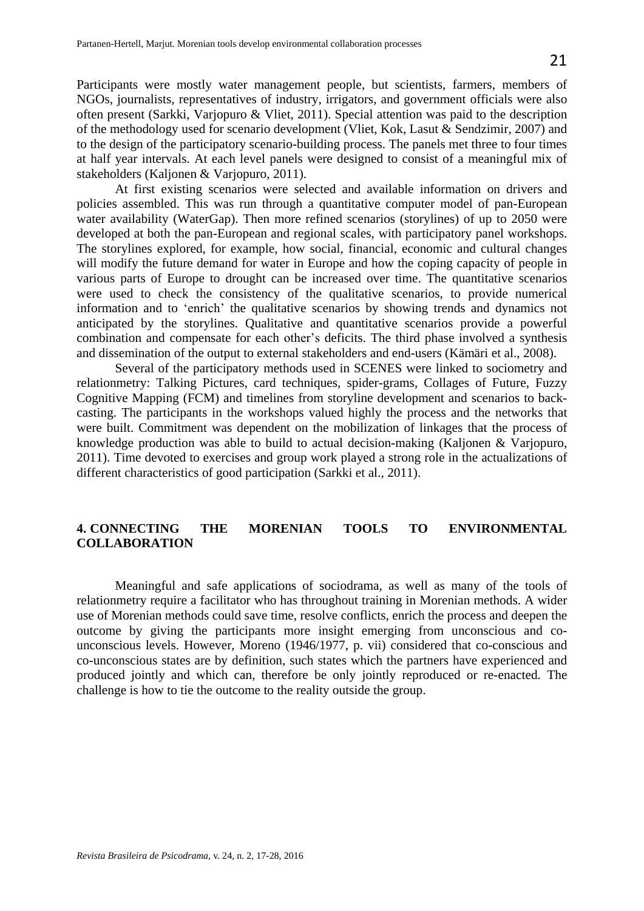Participants were mostly water management people, but scientists, farmers, members of NGOs, journalists, representatives of industry, irrigators, and government officials were also often present (Sarkki, Varjopuro & Vliet, 2011). Special attention was paid to the description of the methodology used for scenario development (Vliet, Kok, Lasut & Sendzimir, 2007) and to the design of the participatory scenario-building process. The panels met three to four times at half year intervals. At each level panels were designed to consist of a meaningful mix of stakeholders (Kaljonen & Varjopuro, 2011).

At first existing scenarios were selected and available information on drivers and policies assembled. This was run through a quantitative computer model of pan-European water availability (WaterGap). Then more refined scenarios (storylines) of up to 2050 were developed at both the pan-European and regional scales, with participatory panel workshops. The storylines explored, for example, how social, financial, economic and cultural changes will modify the future demand for water in Europe and how the coping capacity of people in various parts of Europe to drought can be increased over time. The quantitative scenarios were used to check the consistency of the qualitative scenarios, to provide numerical information and to 'enrich' the qualitative scenarios by showing trends and dynamics not anticipated by the storylines. Qualitative and quantitative scenarios provide a powerful combination and compensate for each other's deficits. The third phase involved a synthesis and dissemination of the output to external stakeholders and end-users (Kämäri et al., 2008).

Several of the participatory methods used in SCENES were linked to sociometry and relationmetry: Talking Pictures, card techniques, spider-grams, Collages of Future, Fuzzy Cognitive Mapping (FCM) and timelines from storyline development and scenarios to back-casting. The participants in the workshops valued highly the process and the networks that were built. Commitment was dependent on the mobilization of linkages that the process of knowledge production was able to build to actual decision-making (Kaljonen & Varjopuro, 2011). Time devoted to exercises and group work played a strong role in the actualizations of different characteristics of good participation (Sarkki et al., 2011).

## 4. CONNECTING THE MORENIAN TOOLS TO ENVIRONMENTAL COLLABORATION

Meaningful and safe applications of sociodrama, as well as many of the tools of relationmetry require a facilitator who has throughout training in Morenian methods. A wider use of Morenian methods could save time, resolve conflicts, enrich the process and deepen the outcome by giving the participants more insight emerging from unconscious and co-unconscious levels. However, Moreno (1946/1977, p. vii) considered that co-conscious and co-unconscious states are by definition, such states which the partners have experienced and produced jointly and which can, therefore be only jointly reproduced or re-enacted. The challenge is how to tie the outcome to the reality outside the group.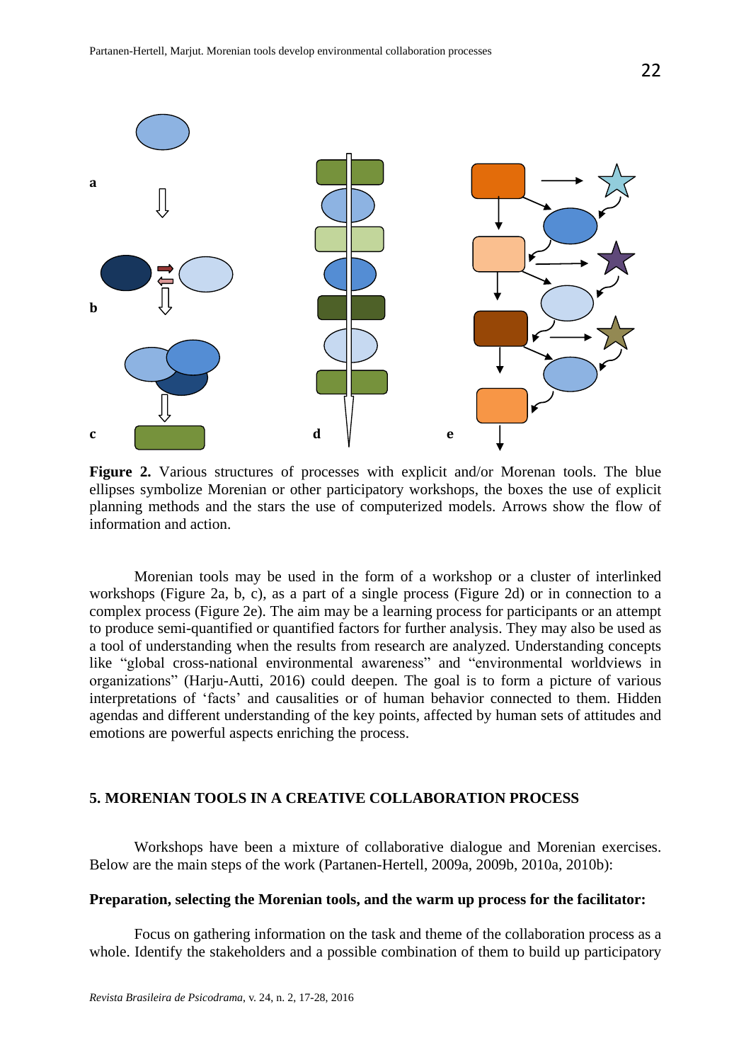**Figure 2.** Various structures of processes with explicit and/or Morenan tools. The blue ellipses symbolize Morenian or other participatory workshops, the boxes the use of explicit planning methods and the stars the use of computerized models. Arrows show the flow of information and action.

Morenian tools may be used in the form of a workshop or a cluster of interlinked workshops (Figure 2a, b, c), as a part of a single process (Figure 2d) or in connection to a complex process (Figure 2e). The aim may be a learning process for participants or an attempt to produce semi-quantified or quantified factors for further analysis. They may also be used as a tool of understanding when the results from research are analyzed. Understanding concepts like "global cross-national environmental awareness" and "environmental worldviews in organizations" (Harju-Autti, 2016) could deepen. The goal is to form a picture of various interpretations of 'facts' and causalities or of human behavior connected to them. Hidden agendas and different understanding of the key points, affected by human sets of attitudes and emotions are powerful aspects enriching the process.

## 5. MORENIAN TOOLS IN A CREATIVE COLLABORATION PROCESS

Workshops have been a mixture of collaborative dialogue and Morenian exercises. Below are the main steps of the work (Partanen-Hertell, 2009a, 2009b, 2010a, 2010b):

**Preparation, selecting the Morenian tools, and the warm up process for the facilitator:**

Focus on gathering information on the task and theme of the collaboration process as a whole. Identify the stakeholders and a possible combination of them to build up participatory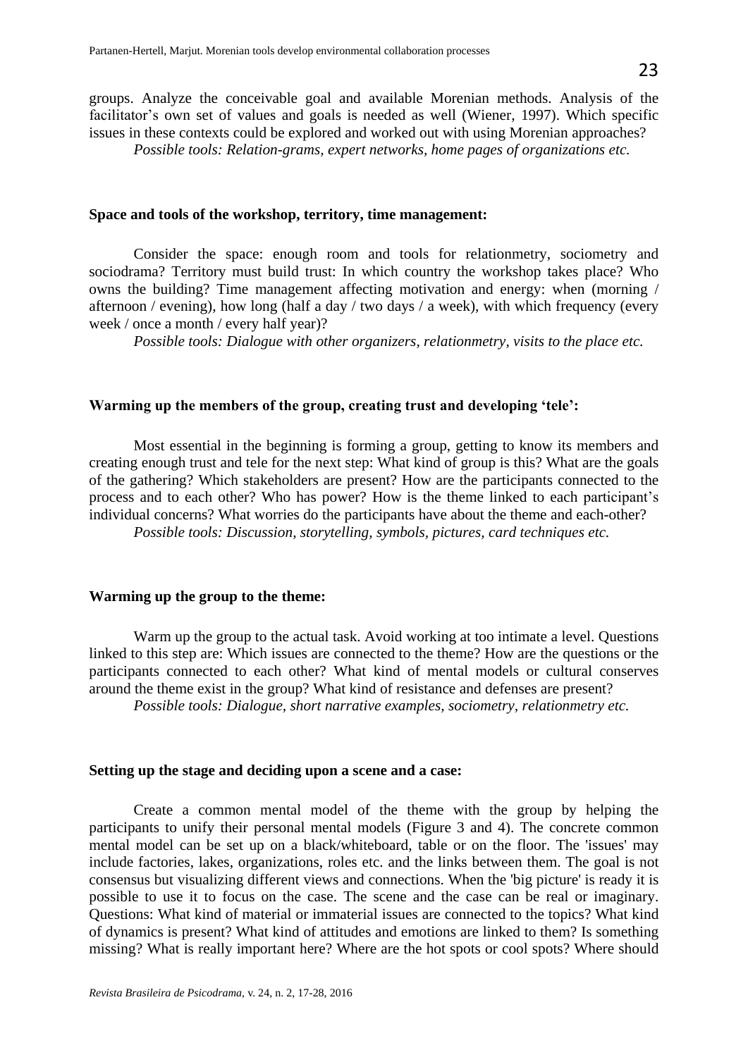groups. Analyze the conceivable goal and available Morenian methods. Analysis of the facilitator's own set of values and goals is needed as well (Wiener, 1997). Which specific issues in these contexts could be explored and worked out with using Morenian approaches?

*Possible tools: Relation-grams, expert networks, home pages of organizations etc.*

**Space and tools of the workshop, territory, time management:**

Consider the space: enough room and tools for relationmetry, sociometry and sociodrama? Territory must build trust: In which country the workshop takes place? Who owns the building? Time management affecting motivation and energy: when (morning / afternoon / evening), how long (half a day / two days / a week), with which frequency (every week / once a month / every half year)?

*Possible tools: Dialogue with other organizers, relationmetry, visits to the place etc.*

**Warming up the members of the group, creating trust and developing 'tele':**

Most essential in the beginning is forming a group, getting to know its members and creating enough trust and tele for the next step: What kind of group is this? What are the goals of the gathering? Which stakeholders are present? How are the participants connected to the process and to each other? Who has power? How is the theme linked to each participant's individual concerns? What worries do the participants have about the theme and each-other?

*Possible tools: Discussion, storytelling, symbols, pictures, card techniques etc.*

**Warming up the group to the theme:**

Warm up the group to the actual task. Avoid working at too intimate a level. Questions linked to this step are: Which issues are connected to the theme? How are the questions or the participants connected to each other? What kind of mental models or cultural conserves around the theme exist in the group? What kind of resistance and defenses are present?

*Possible tools: Dialogue, short narrative examples, sociometry, relationmetry etc.*

**Setting up the stage and deciding upon a scene and a case:**

Create a common mental model of the theme with the group by helping the participants to unify their personal mental models (Figure 3 and 4). The concrete common mental model can be set up on a black/whiteboard, table or on the floor. The 'issues' may include factories, lakes, organizations, roles etc. and the links between them. The goal is not consensus but visualizing different views and connections. When the 'big picture' is ready it is possible to use it to focus on the case. The scene and the case can be real or imaginary. Questions: What kind of material or immaterial issues are connected to the topics? What kind of dynamics is present? What kind of attitudes and emotions are linked to them? Is something missing? What is really important here? Where are the hot spots or cool spots? Where should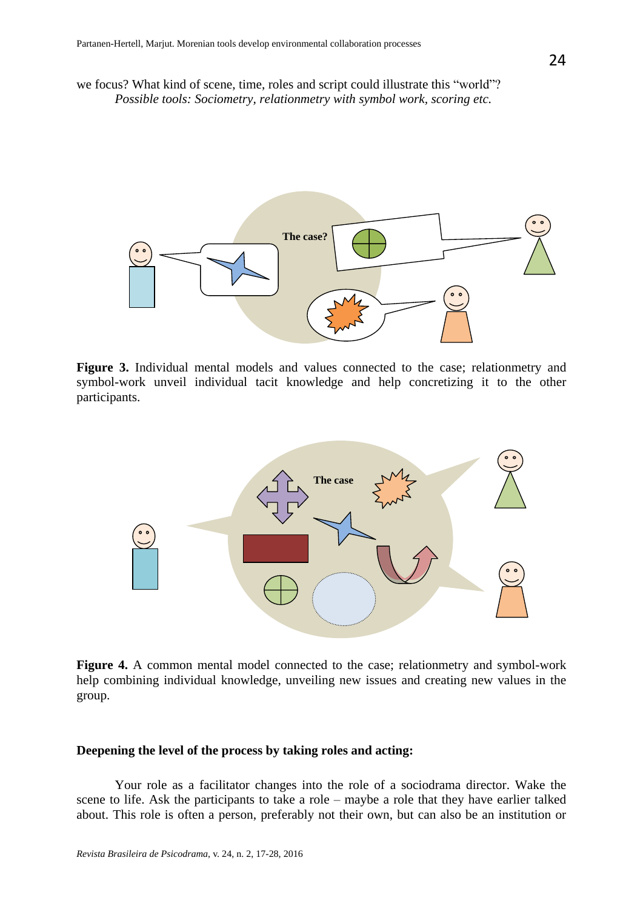we focus? What kind of scene, time, roles and script could illustrate this "world"?

*Possible tools: Sociometry, relationmetry with symbol work, scoring etc.*

**Figure 3.** Individual mental models and values connected to the case; relationmetry and symbol-work unveil individual tacit knowledge and help concretizing it to the other participants.

**Figure 4.** A common mental model connected to the case; relationmetry and symbol-work help combining individual knowledge, unveiling new issues and creating new values in the group.

**Deepening the level of the process by taking roles and acting:**

Your role as a facilitator changes into the role of a sociodrama director. Wake the scene to life. Ask the participants to take a role – maybe a role that they have earlier talked about. This role is often a person, preferably not their own, but can also be an institution or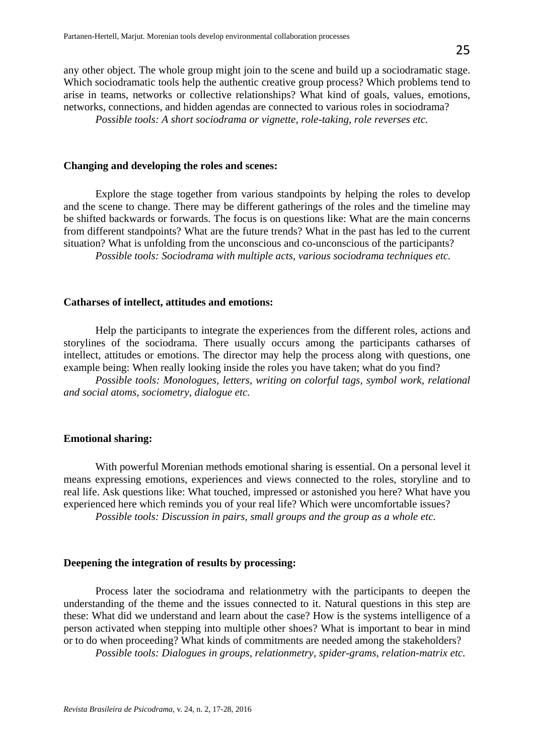any other object. The whole group might join to the scene and build up a sociodramatic stage. Which sociodramatic tools help the authentic creative group process? Which problems tend to arise in teams, networks or collective relationships? What kind of goals, values, emotions, networks, connections, and hidden agendas are connected to various roles in sociodrama?

*Possible tools: A short sociodrama or vignette, role-taking, role reverses etc.*

**Changing and developing the roles and scenes:**

Explore the stage together from various standpoints by helping the roles to develop and the scene to change. There may be different gatherings of the roles and the timeline may be shifted backwards or forwards. The focus is on questions like: What are the main concerns from different standpoints? What are the future trends? What in the past has led to the current situation? What is unfolding from the unconscious and co-unconscious of the participants?

*Possible tools: Sociodrama with multiple acts, various sociodrama techniques etc.*

**Catharses of intellect, attitudes and emotions:**

Help the participants to integrate the experiences from the different roles, actions and storylines of the sociodrama. There usually occurs among the participants catharses of intellect, attitudes or emotions. The director may help the process along with questions, one example being: When really looking inside the roles you have taken; what do you find?

*Possible tools: Monologues, letters, writing on colorful tags, symbol work, relational and social atoms, sociometry, dialogue etc.*

**Emotional sharing:**

With powerful Morenian methods emotional sharing is essential. On a personal level it means expressing emotions, experiences and views connected to the roles, storyline and to real life. Ask questions like: What touched, impressed or astonished you here? What have you experienced here which reminds you of your real life? Which were uncomfortable issues?

*Possible tools: Discussion in pairs, small groups and the group as a whole etc.*

**Deepening the integration of results by processing:**

Process later the sociodrama and relationmetry with the participants to deepen the understanding of the theme and the issues connected to it. Natural questions in this step are these: What did we understand and learn about the case? How is the systems intelligence of a person activated when stepping into multiple other shoes? What is important to bear in mind or to do when proceeding? What kinds of commitments are needed among the stakeholders?

*Possible tools: Dialogues in groups, relationmetry, spider-grams, relation-matrix etc.*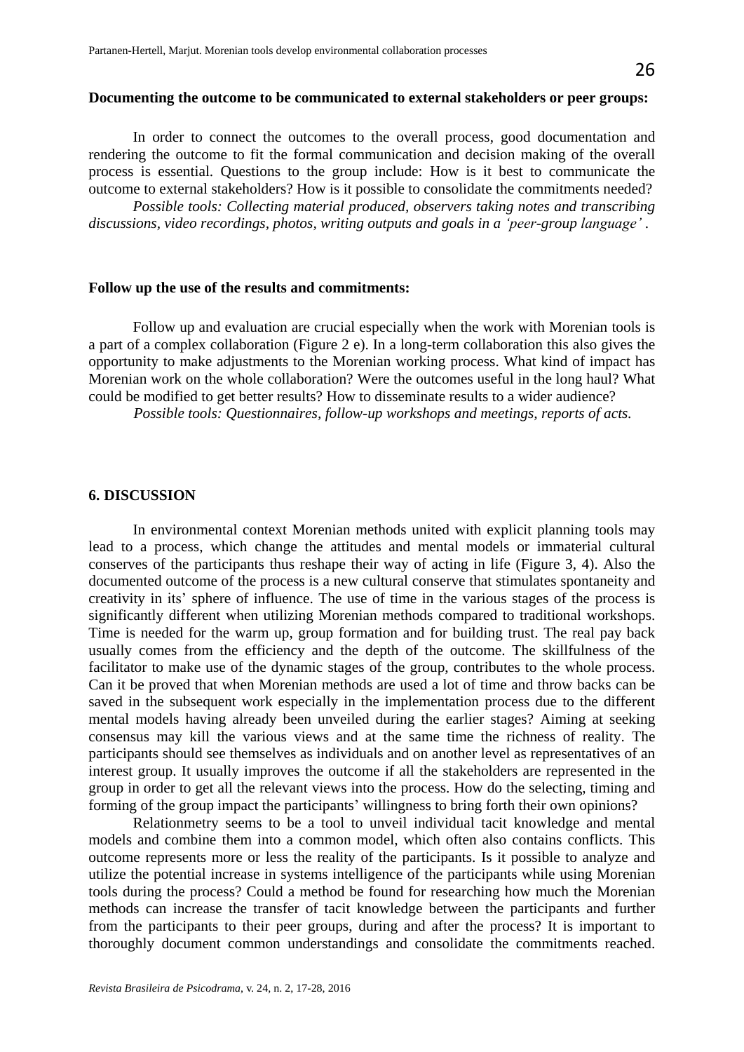**Documenting the outcome to be communicated to external stakeholders or peer groups:**

In order to connect the outcomes to the overall process, good documentation and rendering the outcome to fit the formal communication and decision making of the overall process is essential. Questions to the group include: How is it best to communicate the outcome to external stakeholders? How is it possible to consolidate the commitments needed?

*Possible tools: Collecting material produced, observers taking notes and transcribing discussions, video recordings, photos, writing outputs and goals in a 'peer-group language'* .

**Follow up the use of the results and commitments:**

Follow up and evaluation are crucial especially when the work with Morenian tools is a part of a complex collaboration (Figure 2 e). In a long-term collaboration this also gives the opportunity to make adjustments to the Morenian working process. What kind of impact has Morenian work on the whole collaboration? Were the outcomes useful in the long haul? What could be modified to get better results? How to disseminate results to a wider audience?

*Possible tools: Questionnaires, follow-up workshops and meetings, reports of acts.*

## 6. DISCUSSION

In environmental context Morenian methods united with explicit planning tools may lead to a process, which change the attitudes and mental models or immaterial cultural conserves of the participants thus reshape their way of acting in life (Figure 3, 4). Also the documented outcome of the process is a new cultural conserve that stimulates spontaneity and creativity in its' sphere of influence. The use of time in the various stages of the process is significantly different when utilizing Morenian methods compared to traditional workshops. Time is needed for the warm up, group formation and for building trust. The real pay back usually comes from the efficiency and the depth of the outcome. The skillfulness of the facilitator to make use of the dynamic stages of the group, contributes to the whole process. Can it be proved that when Morenian methods are used a lot of time and throw backs can be saved in the subsequent work especially in the implementation process due to the different mental models having already been unveiled during the earlier stages? Aiming at seeking consensus may kill the various views and at the same time the richness of reality. The participants should see themselves as individuals and on another level as representatives of an interest group. It usually improves the outcome if all the stakeholders are represented in the group in order to get all the relevant views into the process. How do the selecting, timing and forming of the group impact the participants' willingness to bring forth their own opinions?

Relationmetry seems to be a tool to unveil individual tacit knowledge and mental models and combine them into a common model, which often also contains conflicts. This outcome represents more or less the reality of the participants. Is it possible to analyze and utilize the potential increase in systems intelligence of the participants while using Morenian tools during the process? Could a method be found for researching how much the Morenian methods can increase the transfer of tacit knowledge between the participants and further from the participants to their peer groups, during and after the process? It is important to thoroughly document common understandings and consolidate the commitments reached.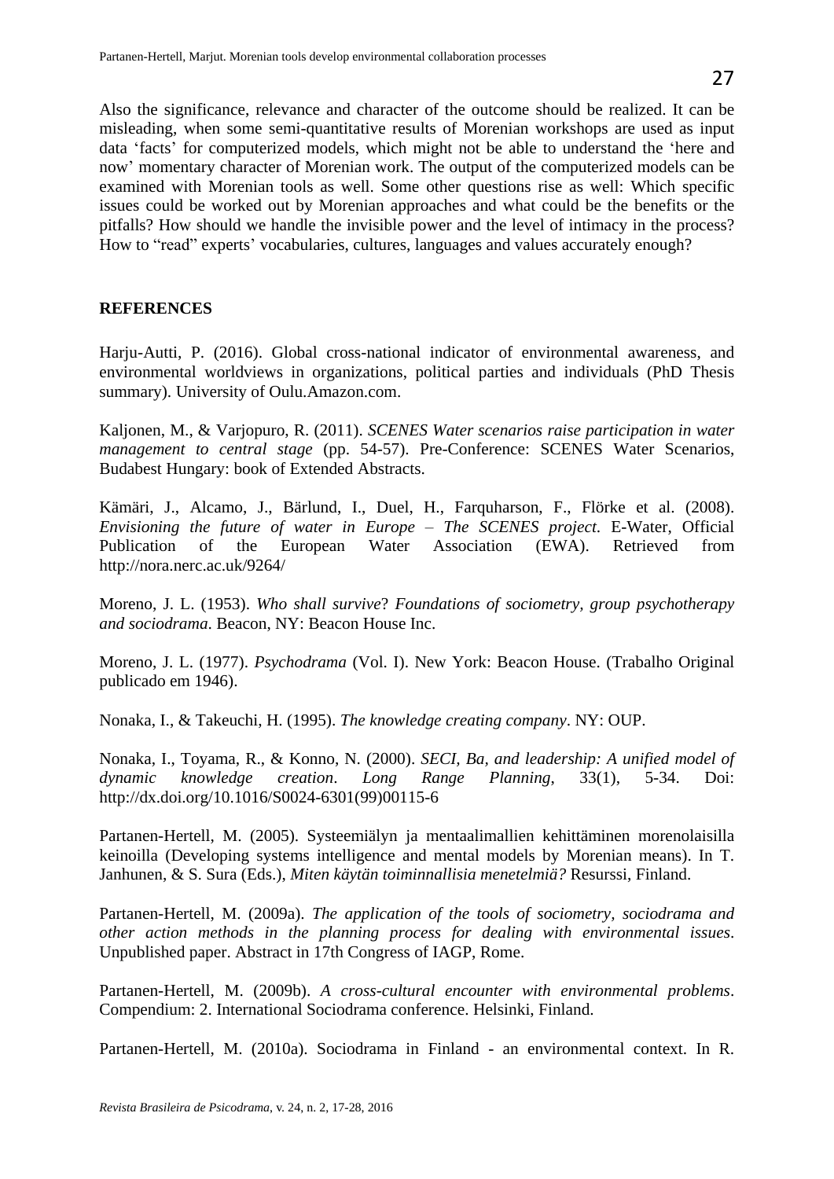Also the significance, relevance and character of the outcome should be realized. It can be misleading, when some semi-quantitative results of Morenian workshops are used as input data 'facts' for computerized models, which might not be able to understand the 'here and now' momentary character of Morenian work. The output of the computerized models can be examined with Morenian tools as well. Some other questions rise as well: Which specific issues could be worked out by Morenian approaches and what could be the benefits or the pitfalls? How should we handle the invisible power and the level of intimacy in the process? How to "read" experts' vocabularies, cultures, languages and values accurately enough?

## REFERENCES

Harju-Autti, P. (2016). Global cross-national indicator of environmental awareness, and environmental worldviews in organizations, political parties and individuals (PhD Thesis summary). University of Oulu.Amazon.com.

Kaljonen, M., & Varjopuro, R. (2011). *SCENES Water scenarios raise participation in water management to central stage* (pp. 54-57). Pre-Conference: SCENES Water Scenarios, Budabest Hungary: book of Extended Abstracts.

Kämäri, J., Alcamo, J., Bärlund, I., Duel, H., Farquharson, F., Flörke et al. (2008). *Envisioning the future of water in Europe – The SCENES project*. E-Water, Official Publication of the European Water Association (EWA). Retrieved from http://nora.nerc.ac.uk/9264/

Moreno, J. L. (1953). *Who shall survive*? *Foundations of sociometry, group psychotherapy and sociodrama*. Beacon, NY: Beacon House Inc.

Moreno, J. L. (1977). *Psychodrama* (Vol. I). New York: Beacon House. (Trabalho Original publicado em 1946).

Nonaka, I., & Takeuchi, H. (1995). *The knowledge creating company*. NY: OUP.

Nonaka, I., Toyama, R., & Konno, N. (2000). *SECI, Ba, and leadership: A unified model of dynamic knowledge creation*. *Long Range Planning*, 33(1), 5-34. Doi: http://dx.doi.org/10.1016/S0024-6301(99)00115-6

Partanen-Hertell, M. (2005). Systeemiälyn ja mentaalimallien kehittäminen morenolaisilla keinoilla (Developing systems intelligence and mental models by Morenian means). In T. Janhunen, & S. Sura (Eds.), *Miten käytän toiminnallisia menetelmiä?* Resurssi, Finland.

Partanen-Hertell, M. (2009a). *The application of the tools of sociometry, sociodrama and other action methods in the planning process for dealing with environmental issues*. Unpublished paper. Abstract in 17th Congress of IAGP, Rome.

Partanen-Hertell, M. (2009b). *A cross-cultural encounter with environmental problems*. Compendium: 2. International Sociodrama conference. Helsinki, Finland.

Partanen-Hertell, M. (2010a). Sociodrama in Finland - an environmental context. In R.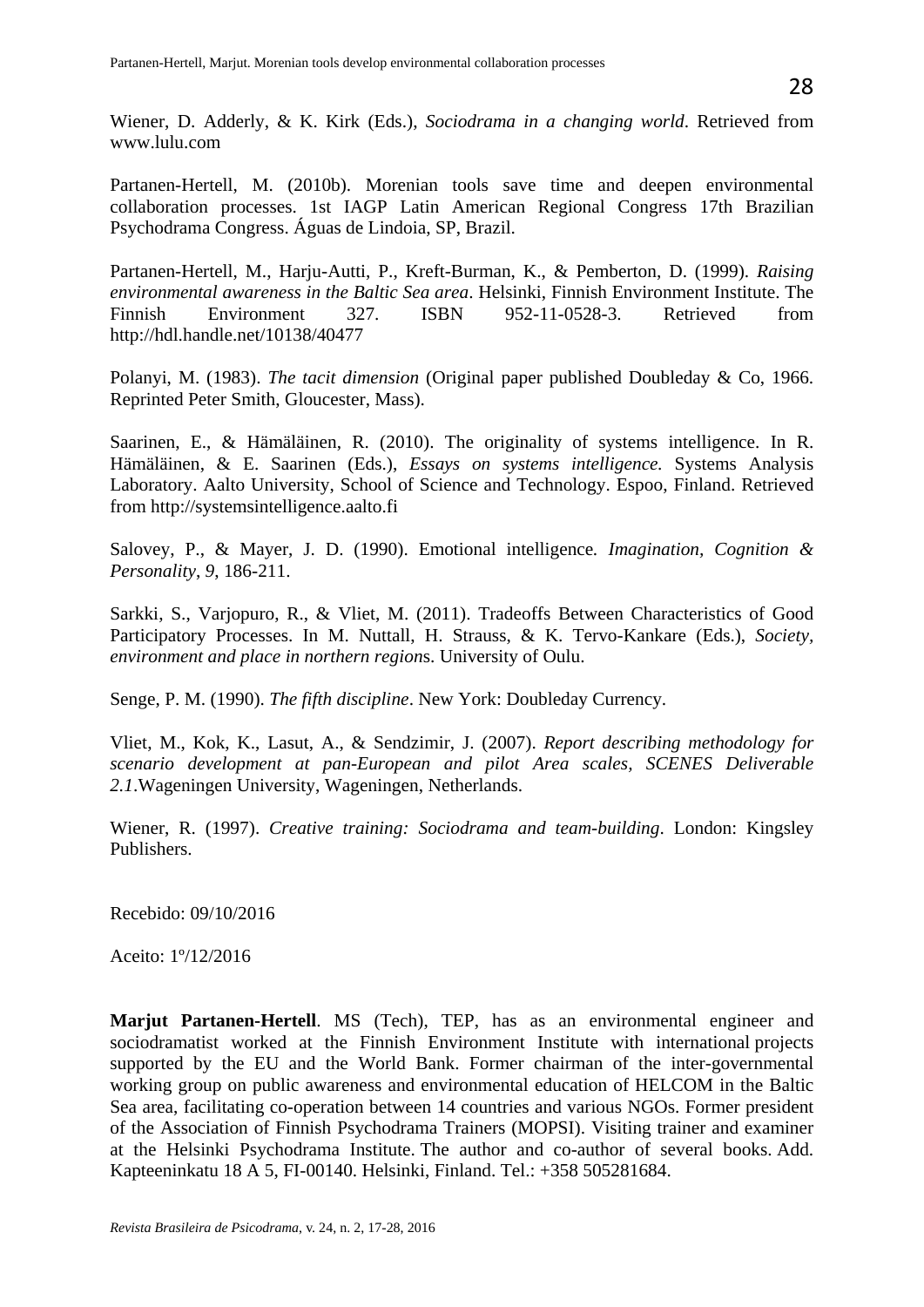Wiener, D. Adderly, & K. Kirk (Eds.), *Sociodrama in a changing world*. Retrieved from www.lulu.com

Partanen-Hertell, M. (2010b). Morenian tools save time and deepen environmental collaboration processes. 1st IAGP Latin American Regional Congress 17th Brazilian Psychodrama Congress. Águas de Lindoia, SP, Brazil.

Partanen-Hertell, M., Harju-Autti, P., Kreft-Burman, K., & Pemberton, D. (1999). *Raising environmental awareness in the Baltic Sea area*. Helsinki, Finnish Environment Institute. The Finnish Environment 327. ISBN 952-11-0528-3. Retrieved from http://hdl.handle.net/10138/40477

Polanyi, M. (1983). *The tacit dimension* (Original paper published Doubleday & Co, 1966. Reprinted Peter Smith, Gloucester, Mass).

Saarinen, E., & Hämäläinen, R. (2010). The originality of systems intelligence. In R. Hämäläinen, & E. Saarinen (Eds.), *Essays on systems intelligence.* Systems Analysis Laboratory. Aalto University, School of Science and Technology. Espoo, Finland. Retrieved from http://systemsintelligence.aalto.fi

Salovey, P., & Mayer, J. D. (1990). Emotional intelligence. *Imagination, Cognition & Personality*, *9*, 186-211.

Sarkki, S., Varjopuro, R., & Vliet, M. (2011). Tradeoffs Between Characteristics of Good Participatory Processes. In M. Nuttall, H. Strauss, & K. Tervo-Kankare (Eds.), *Society, environment and place in northern region*s. University of Oulu.

Senge, P. M. (1990). *The fifth discipline*. New York: Doubleday Currency.

Vliet, M., Kok, K., Lasut, A., & Sendzimir, J. (2007). *Report describing methodology for scenario development at pan-European and pilot Area scales, SCENES Deliverable 2.1*.Wageningen University, Wageningen, Netherlands.

Wiener, R. (1997). *Creative training: Sociodrama and team-building*. London: Kingsley Publishers.

Recebido: 09/10/2016

Aceito: 1º/12/2016

**Marjut Partanen-Hertell**. MS (Tech), TEP, has as an environmental engineer and sociodramatist worked at the Finnish Environment Institute with international projects supported by the EU and the World Bank. Former chairman of the inter-governmental working group on public awareness and environmental education of HELCOM in the Baltic Sea area, facilitating co-operation between 14 countries and various NGOs. Former president of the Association of Finnish Psychodrama Trainers (MOPSI). Visiting trainer and examiner at the Helsinki Psychodrama Institute. The author and co-author of several books. Add. Kapteeninkatu 18 A 5, FI-00140. Helsinki, Finland. Tel.: +358 505281684.